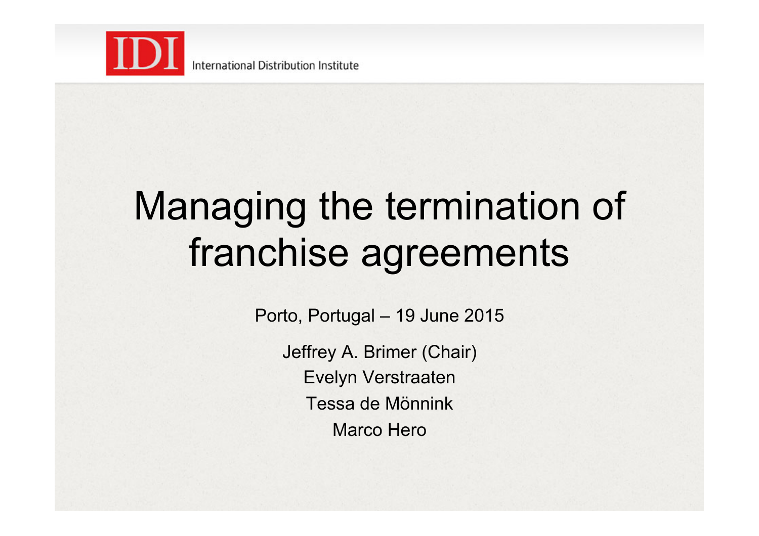IDI International Distribution Institute

# Managing the termination of franchise agreements

Porto, Portugal – 19 June 2015

Jeffrey A. Brimer (Chair)

Evelyn Verstraaten

Tessa de Mönnink

Marco Hero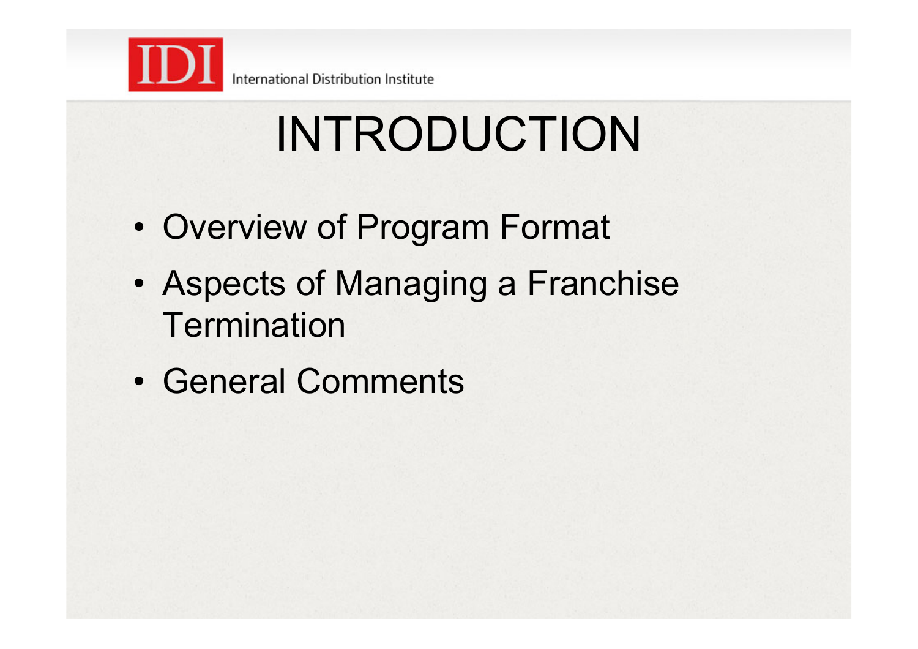# INTRODUCTION

- Overview of Program Format
- Aspects of Managing a Franchise Termination
- General Comments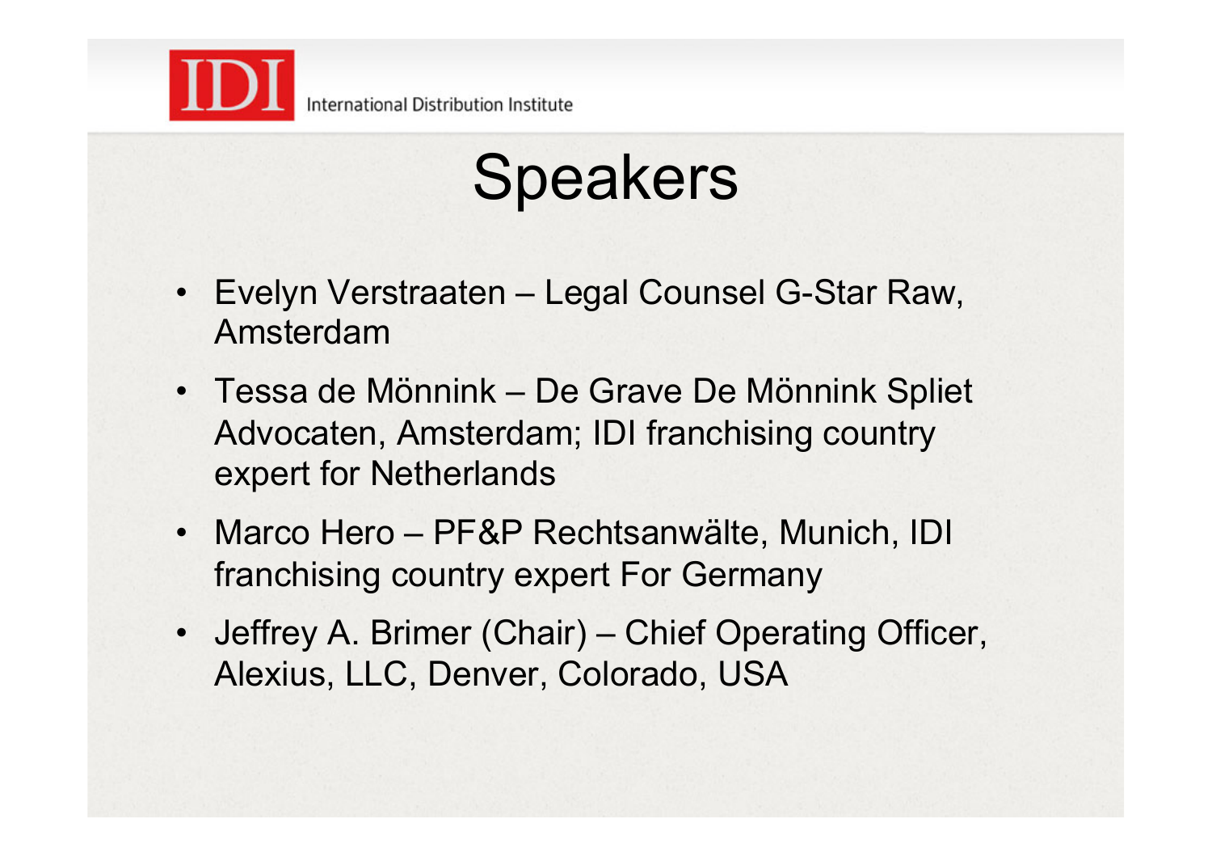# Speakers

- Evelyn Verstraaten – Legal Counsel G-Star Raw, Amsterdam
- Tessa de Mönnink – De Grave De Mönnink Spliet Advocaten, Amsterdam; IDI franchising country expert for Netherlands
- Marco Hero – PF&P Rechtsanwälte, Munich, IDI franchising country expert For Germany
- Jeffrey A. Brimer (Chair) – Chief Operating Officer, Alexius, LLC, Denver, Colorado, USA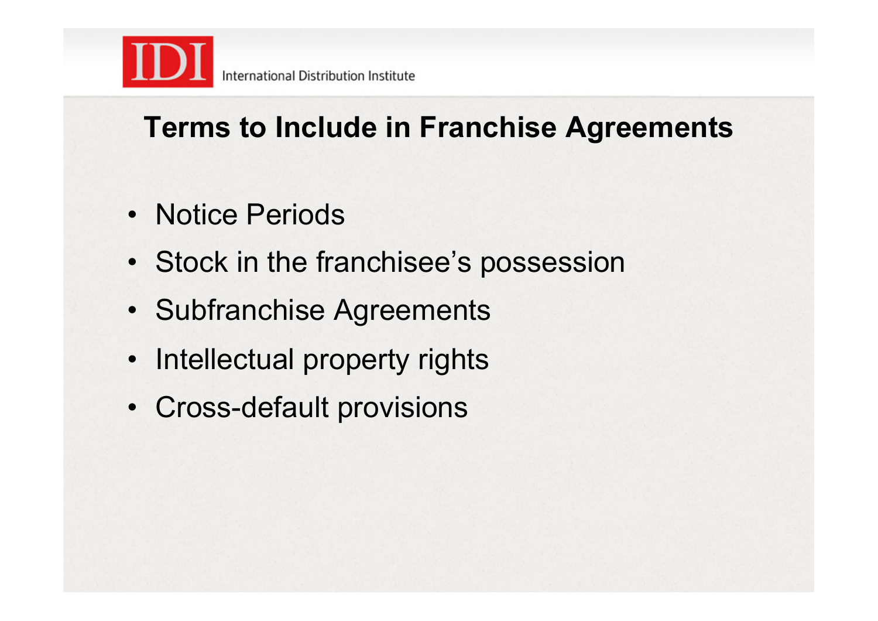## Terms to Include in Franchise Agreements

- Notice Periods
- Stock in the franchisee's possession
- Subfranchise Agreements
- Intellectual property rights
- Cross-default provisions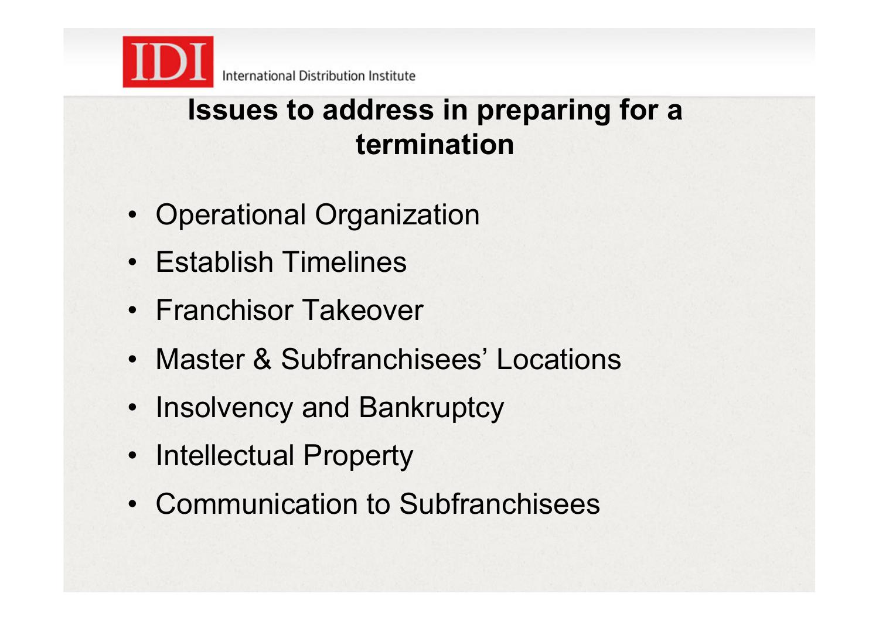## Issues to address in preparing for a termination

- Operational Organization
- Establish Timelines
- Franchisor Takeover
- Master & Subfranchisees' Locations
- Insolvency and Bankruptcy
- Intellectual Property
- Communication to Subfranchisees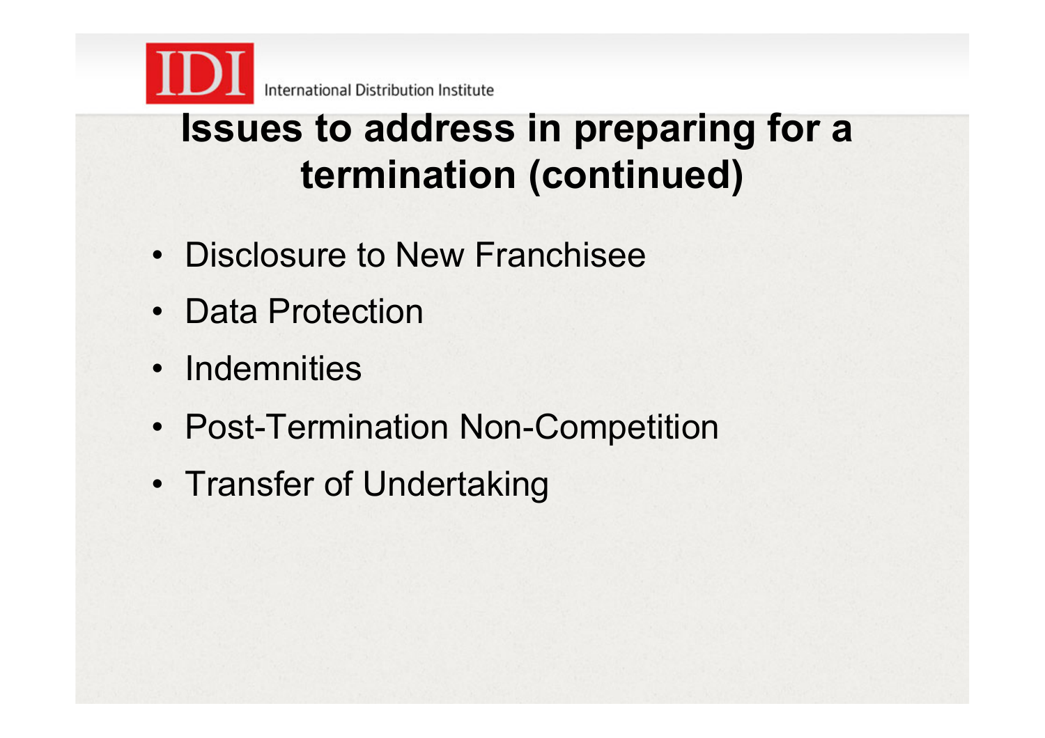## Issues to address in preparing for a termination (continued)

- Disclosure to New Franchisee
- Data Protection
- Indemnities
- Post-Termination Non-Competition
- Transfer of Undertaking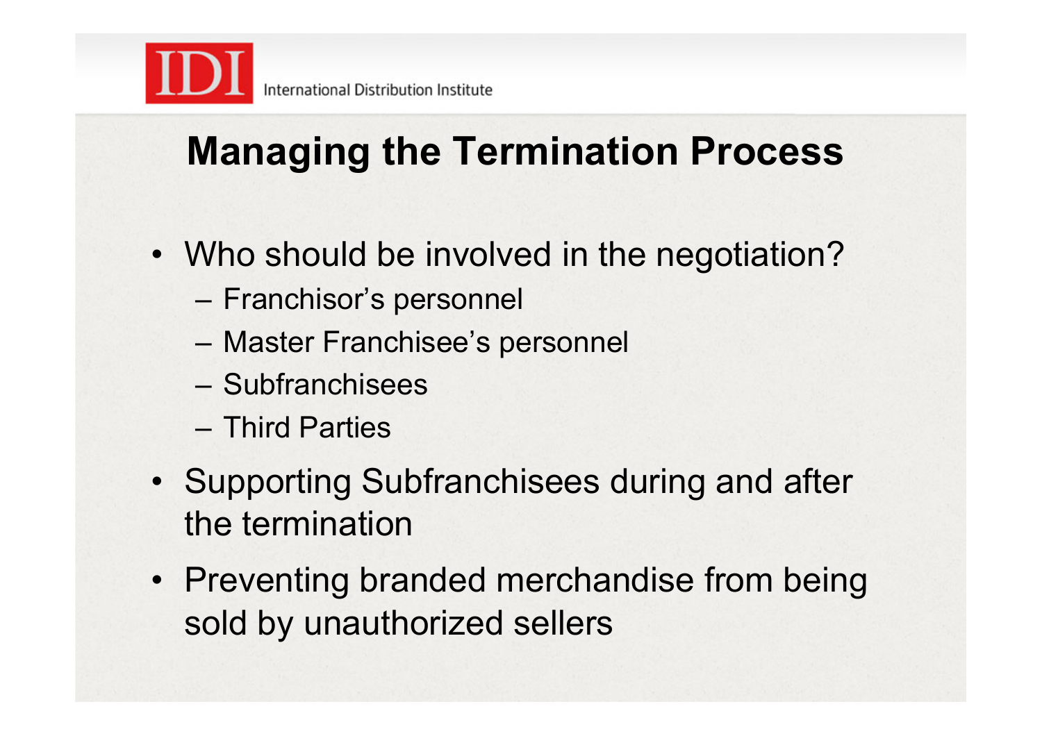# Managing the Termination Process

- Who should be involved in the negotiation?
  - Franchisor's personnel
  - Master Franchisee's personnel
  - Subfranchisees
  - Third Parties
- Supporting Subfranchisees during and after the termination
- Preventing branded merchandise from being sold by unauthorized sellers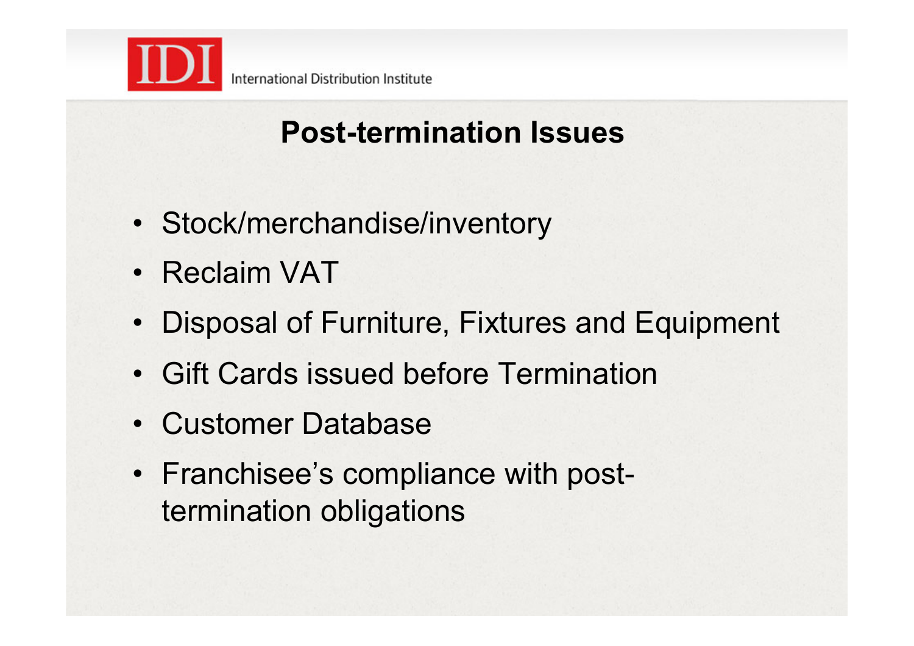## Post-termination Issues

- Stock/merchandise/inventory
- Reclaim VAT
- Disposal of Furniture, Fixtures and Equipment
- Gift Cards issued before Termination
- Customer Database
- Franchisee's compliance with post-termination obligations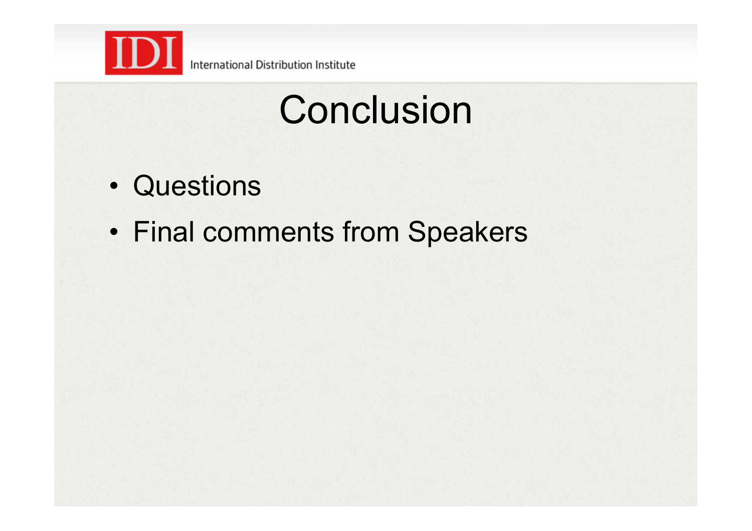# Conclusion

- Questions
- Final comments from Speakers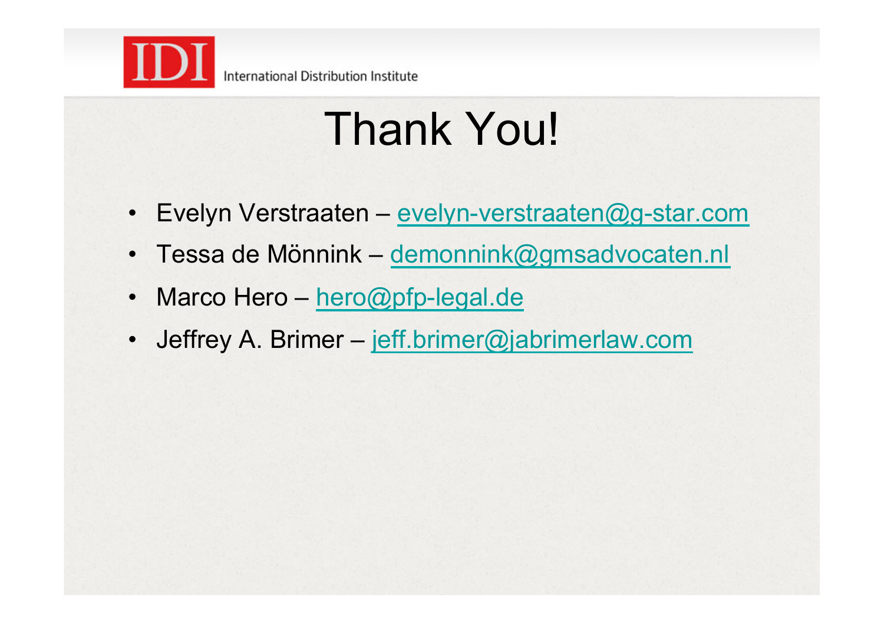# Thank You!

- Evelyn Verstraaten – evelyn-verstraaten@g-star.com
- Tessa de Mönnink – demonnink@gmsadvocaten.nl
- Marco Hero – hero@pfp-legal.de
- Jeffrey A. Brimer – jeff.brimer@jabrimerlaw.com